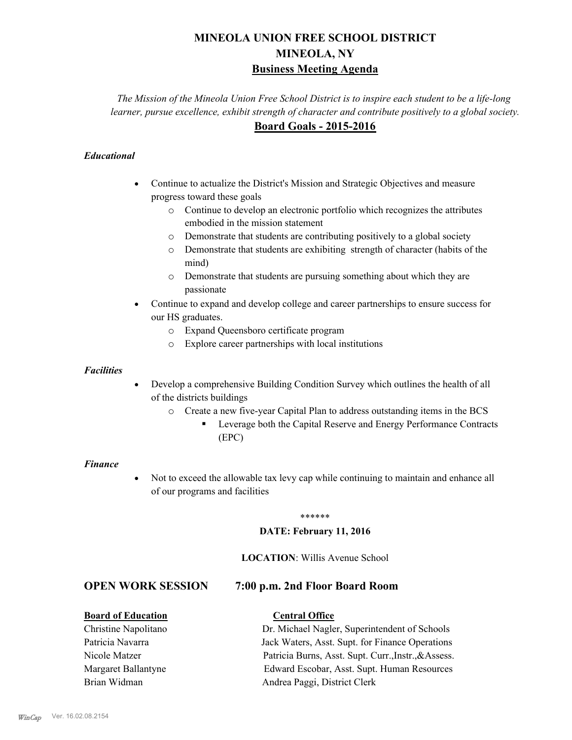# MINEOLA UNION FREE SCHOOL DISTRICT
## MINEOLA, NY
## Business Meeting Agenda

*The Mission of the Mineola Union Free School District is to inspire each student to be a life-long learner, pursue excellence, exhibit strength of character and contribute positively to a global society.*

## Board Goals - 2015-2016

***Educational***

- Continue to actualize the District's Mission and Strategic Objectives and measure progress toward these goals
  - Continue to develop an electronic portfolio which recognizes the attributes embodied in the mission statement
  - Demonstrate that students are contributing positively to a global society
  - Demonstrate that students are exhibiting strength of character (habits of the mind)
  - Demonstrate that students are pursuing something about which they are passionate
- Continue to expand and develop college and career partnerships to ensure success for our HS graduates.
  - Expand Queensboro certificate program
  - Explore career partnerships with local institutions

***Facilities***

- Develop a comprehensive Building Condition Survey which outlines the health of all of the districts buildings
  - Create a new five-year Capital Plan to address outstanding items in the BCS
    - Leverage both the Capital Reserve and Energy Performance Contracts (EPC)

***Finance***

- Not to exceed the allowable tax levy cap while continuing to maintain and enhance all of our programs and facilities

******

**DATE: February 11, 2016**

**LOCATION**: Willis Avenue School

## OPEN WORK SESSION 7:00 p.m. 2nd Floor Board Room

| **Board of Education** | **Central Office** |
|---|---|
| Christine Napolitano | Dr. Michael Nagler, Superintendent of Schools |
| Patricia Navarra | Jack Waters, Asst. Supt. for Finance Operations |
| Nicole Matzer | Patricia Burns, Asst. Supt. Curr.,Instr.,&Assess. |
| Margaret Ballantyne | Edward Escobar, Asst. Supt. Human Resources |
| Brian Widman | Andrea Paggi, District Clerk |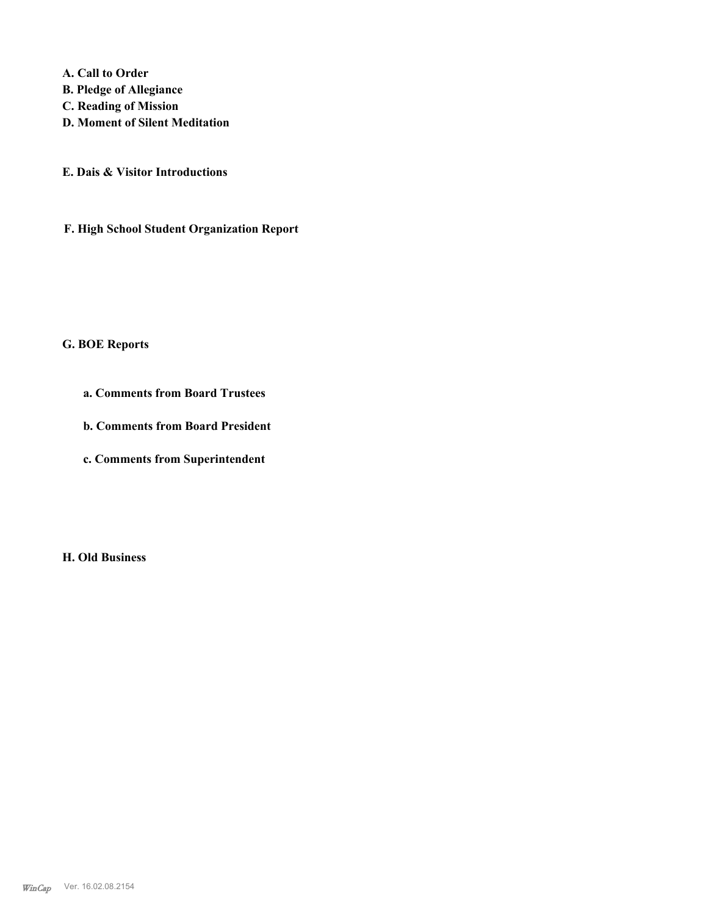**A. Call to Order**
**B. Pledge of Allegiance**
**C. Reading of Mission**
**D. Moment of Silent Meditation**

**E. Dais & Visitor Introductions**

**F. High School Student Organization Report**

**G. BOE Reports**

**a. Comments from Board Trustees**

**b. Comments from Board President**

**c. Comments from Superintendent**

**H. Old Business**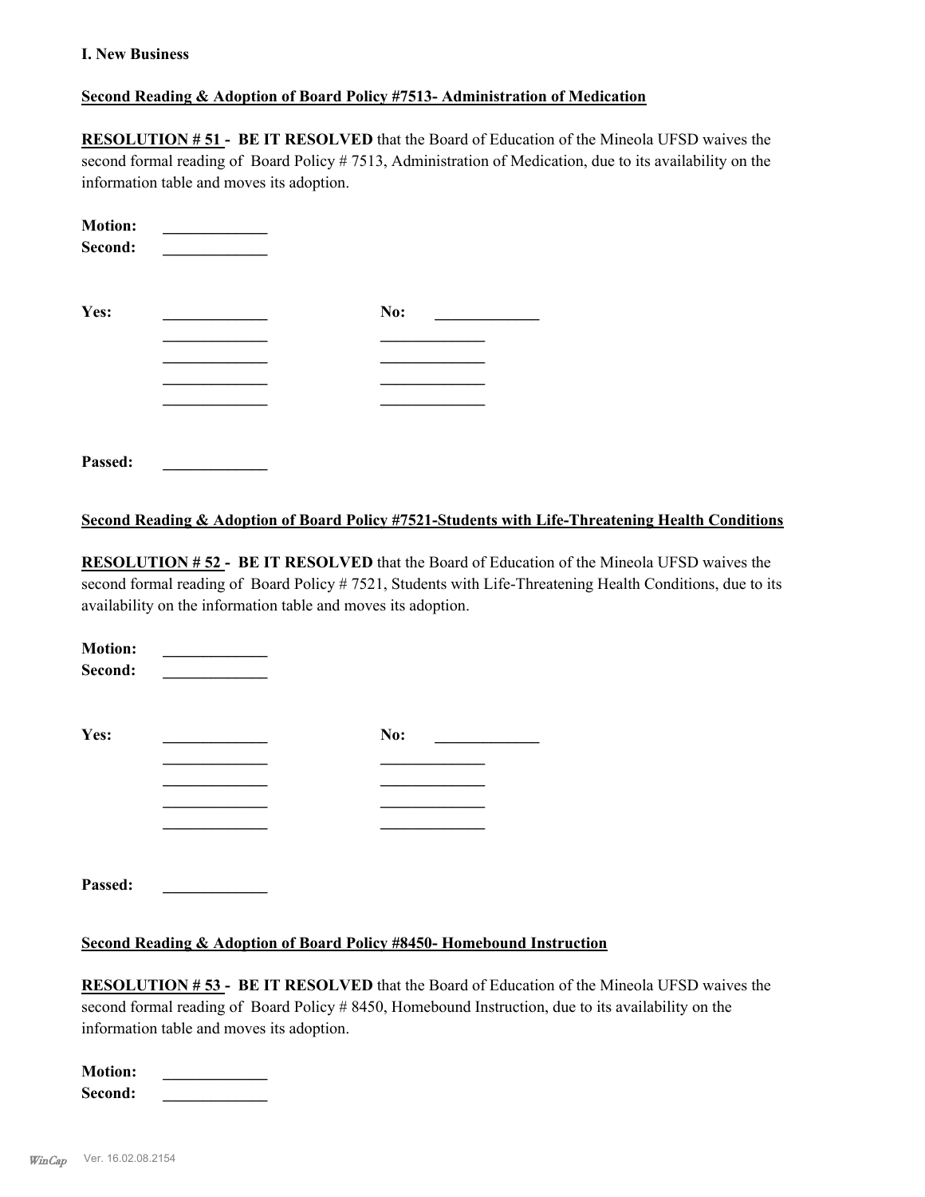**I. New Business**

**Second Reading & Adoption of Board Policy #7513- Administration of Medication**

**RESOLUTION # 51 - BE IT RESOLVED** that the Board of Education of the Mineola UFSD waives the second formal reading of Board Policy # 7513, Administration of Medication, due to its availability on the information table and moves its adoption.

**Motion:** _____________
**Second:** _____________

| **Yes:** | _____________ | **No:** | _____________ |
|---|---|---|---|
| | _____________ | | _____________ |
| | _____________ | | _____________ |
| | _____________ | | _____________ |
| | _____________ | | _____________ |

**Passed:** _____________

**Second Reading & Adoption of Board Policy #7521-Students with Life-Threatening Health Conditions**

**RESOLUTION # 52 - BE IT RESOLVED** that the Board of Education of the Mineola UFSD waives the second formal reading of Board Policy # 7521, Students with Life-Threatening Health Conditions, due to its availability on the information table and moves its adoption.

**Motion:** _____________
**Second:** _____________

| **Yes:** | _____________ | **No:** | _____________ |
|---|---|---|---|
| | _____________ | | _____________ |
| | _____________ | | _____________ |
| | _____________ | | _____________ |
| | _____________ | | _____________ |

**Passed:** _____________

**Second Reading & Adoption of Board Policy #8450- Homebound Instruction**

**RESOLUTION # 53 - BE IT RESOLVED** that the Board of Education of the Mineola UFSD waives the second formal reading of Board Policy # 8450, Homebound Instruction, due to its availability on the information table and moves its adoption.

**Motion:** _____________
**Second:** _____________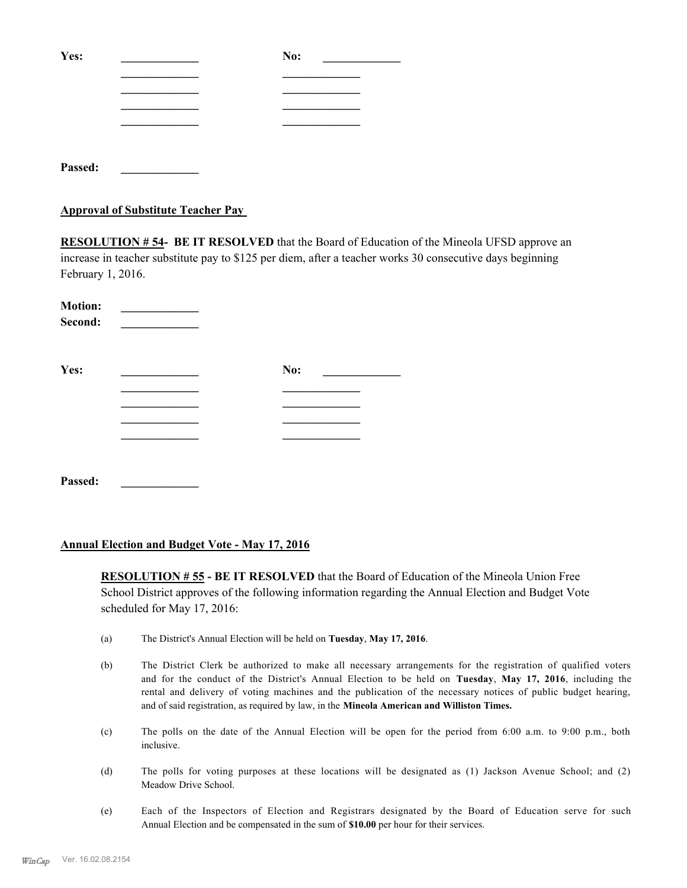Yes: _____________ No: _____________
_____________ _____________
_____________ _____________
_____________ _____________
_____________ _____________

Passed: _____________

**Approval of Substitute Teacher Pay**

**RESOLUTION # 54- BE IT RESOLVED** that the Board of Education of the Mineola UFSD approve an increase in teacher substitute pay to $125 per diem, after a teacher works 30 consecutive days beginning February 1, 2016.

**Motion:** _____________
**Second:** _____________

Yes: _____________ No: _____________
_____________ _____________
_____________ _____________
_____________ _____________
_____________ _____________

Passed: _____________

**Annual Election and Budget Vote - May 17, 2016**

**RESOLUTION # 55 - BE IT RESOLVED** that the Board of Education of the Mineola Union Free School District approves of the following information regarding the Annual Election and Budget Vote scheduled for May 17, 2016:

(a) The District's Annual Election will be held on **Tuesday**, **May 17, 2016**.

(b) The District Clerk be authorized to make all necessary arrangements for the registration of qualified voters and for the conduct of the District's Annual Election to be held on **Tuesday**, **May 17, 2016**, including the rental and delivery of voting machines and the publication of the necessary notices of public budget hearing, and of said registration, as required by law, in the **Mineola American and Williston Times.**

(c) The polls on the date of the Annual Election will be open for the period from 6:00 a.m. to 9:00 p.m., both inclusive.

(d) The polls for voting purposes at these locations will be designated as (1) Jackson Avenue School; and (2) Meadow Drive School.

(e) Each of the Inspectors of Election and Registrars designated by the Board of Education serve for such Annual Election and be compensated in the sum of **$10.00** per hour for their services.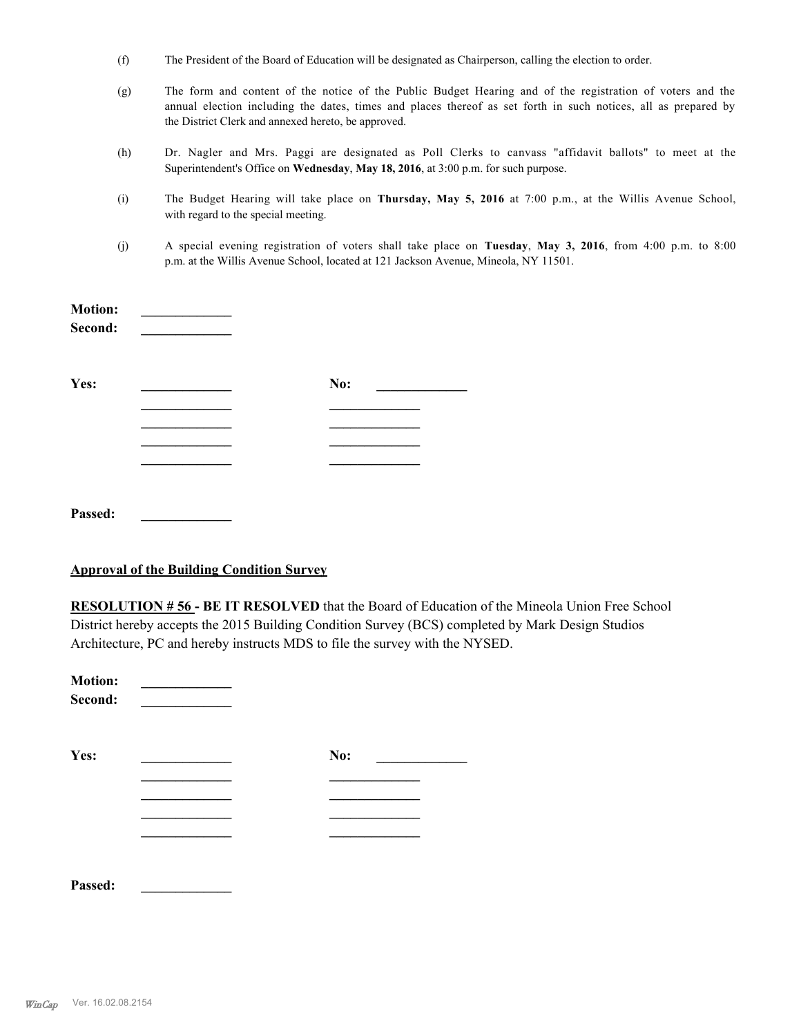(f) The President of the Board of Education will be designated as Chairperson, calling the election to order.

(g) The form and content of the notice of the Public Budget Hearing and of the registration of voters and the annual election including the dates, times and places thereof as set forth in such notices, all as prepared by the District Clerk and annexed hereto, be approved.

(h) Dr. Nagler and Mrs. Paggi are designated as Poll Clerks to canvass "affidavit ballots" to meet at the Superintendent's Office on **Wednesday**, **May 18, 2016**, at 3:00 p.m. for such purpose.

(i) The Budget Hearing will take place on **Thursday, May 5, 2016** at 7:00 p.m., at the Willis Avenue School, with regard to the special meeting.

(j) A special evening registration of voters shall take place on **Tuesday**, **May 3, 2016**, from 4:00 p.m. to 8:00 p.m. at the Willis Avenue School, located at 121 Jackson Avenue, Mineola, NY 11501.

**Motion:** _____________
**Second:** _____________

**Yes:** _____________ **No:** _____________
_____________ _____________
_____________ _____________
_____________ _____________
_____________ _____________

**Passed:** _____________

**Approval of the Building Condition Survey**

**RESOLUTION # 56 - BE IT RESOLVED** that the Board of Education of the Mineola Union Free School District hereby accepts the 2015 Building Condition Survey (BCS) completed by Mark Design Studios Architecture, PC and hereby instructs MDS to file the survey with the NYSED.

**Motion:** _____________
**Second:** _____________

**Yes:** _____________ **No:** _____________
_____________ _____________
_____________ _____________
_____________ _____________
_____________ _____________

**Passed:** _____________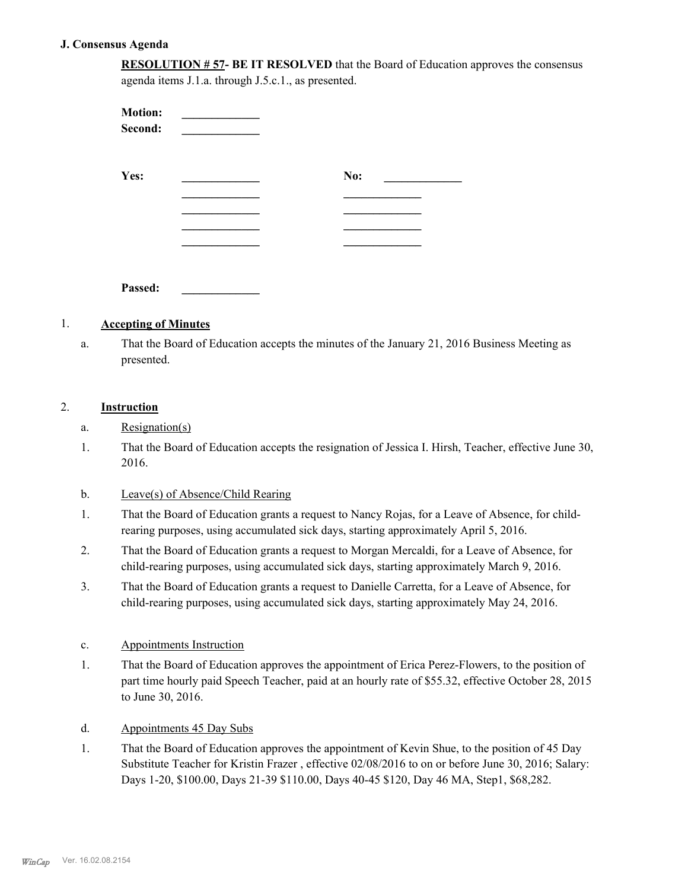### J. Consensus Agenda

**RESOLUTION # 57- BE IT RESOLVED** that the Board of Education approves the consensus agenda items J.1.a. through J.5.c.1., as presented.

**Motion:** _____________
**Second:** _____________

| **Yes:** | _____________ | **No:** | _____________ |
|---|---|---|---|
| | _____________ | | _____________ |
| | _____________ | | _____________ |
| | _____________ | | _____________ |
| | _____________ | | _____________ |

**Passed:** _____________

1. **Accepting of Minutes**

a. That the Board of Education accepts the minutes of the January 21, 2016 Business Meeting as presented.

2. **Instruction**

a. Resignation(s)

1. That the Board of Education accepts the resignation of Jessica I. Hirsh, Teacher, effective June 30, 2016.

b. Leave(s) of Absence/Child Rearing

1. That the Board of Education grants a request to Nancy Rojas, for a Leave of Absence, for child-rearing purposes, using accumulated sick days, starting approximately April 5, 2016.
2. That the Board of Education grants a request to Morgan Mercaldi, for a Leave of Absence, for child-rearing purposes, using accumulated sick days, starting approximately March 9, 2016.
3. That the Board of Education grants a request to Danielle Carretta, for a Leave of Absence, for child-rearing purposes, using accumulated sick days, starting approximately May 24, 2016.

c. Appointments Instruction

1. That the Board of Education approves the appointment of Erica Perez-Flowers, to the position of part time hourly paid Speech Teacher, paid at an hourly rate of $55.32, effective October 28, 2015 to June 30, 2016.

d. Appointments 45 Day Subs

1. That the Board of Education approves the appointment of Kevin Shue, to the position of 45 Day Substitute Teacher for Kristin Frazer , effective 02/08/2016 to on or before June 30, 2016; Salary: Days 1-20, $100.00, Days 21-39 $110.00, Days 40-45 $120, Day 46 MA, Step1, $68,282.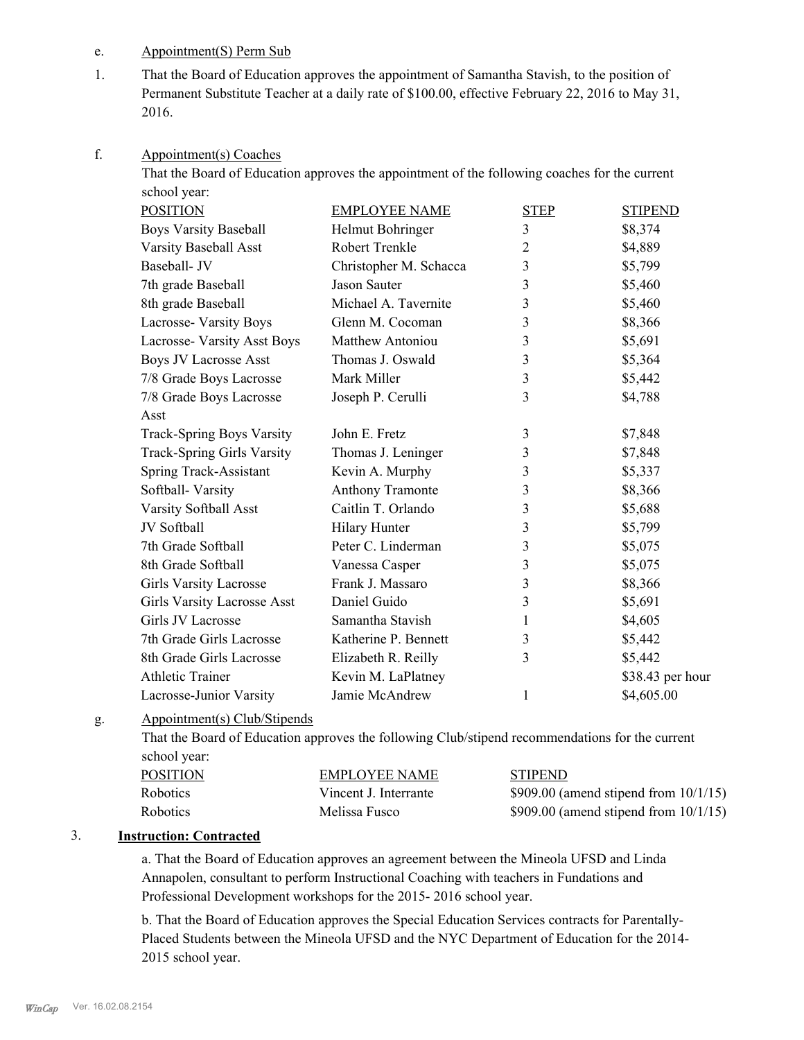e. Appointment(S) Perm Sub

1. That the Board of Education approves the appointment of Samantha Stavish, to the position of Permanent Substitute Teacher at a daily rate of $100.00, effective February 22, 2016 to May 31, 2016.

f. Appointment(s) Coaches

That the Board of Education approves the appointment of the following coaches for the current school year:

| POSITION | EMPLOYEE NAME | STEP | STIPEND |
|---|---|---|---|
| Boys Varsity Baseball | Helmut Bohringer | 3 | $8,374 |
| Varsity Baseball Asst | Robert Trenkle | 2 | $4,889 |
| Baseball- JV | Christopher M. Schacca | 3 | $5,799 |
| 7th grade Baseball | Jason Sauter | 3 | $5,460 |
| 8th grade Baseball | Michael A. Tavernite | 3 | $5,460 |
| Lacrosse- Varsity Boys | Glenn M. Cocoman | 3 | $8,366 |
| Lacrosse- Varsity Asst Boys | Matthew Antoniou | 3 | $5,691 |
| Boys JV Lacrosse Asst | Thomas J. Oswald | 3 | $5,364 |
| 7/8 Grade Boys Lacrosse | Mark Miller | 3 | $5,442 |
| 7/8 Grade Boys Lacrosse Asst | Joseph P. Cerulli | 3 | $4,788 |
| Track-Spring Boys Varsity | John E. Fretz | 3 | $7,848 |
| Track-Spring Girls Varsity | Thomas J. Leninger | 3 | $7,848 |
| Spring Track-Assistant | Kevin A. Murphy | 3 | $5,337 |
| Softball- Varsity | Anthony Tramonte | 3 | $8,366 |
| Varsity Softball Asst | Caitlin T. Orlando | 3 | $5,688 |
| JV Softball | Hilary Hunter | 3 | $5,799 |
| 7th Grade Softball | Peter C. Linderman | 3 | $5,075 |
| 8th Grade Softball | Vanessa Casper | 3 | $5,075 |
| Girls Varsity Lacrosse | Frank J. Massaro | 3 | $8,366 |
| Girls Varsity Lacrosse Asst | Daniel Guido | 3 | $5,691 |
| Girls JV Lacrosse | Samantha Stavish | 1 | $4,605 |
| 7th Grade Girls Lacrosse | Katherine P. Bennett | 3 | $5,442 |
| 8th Grade Girls Lacrosse | Elizabeth R. Reilly | 3 | $5,442 |
| Athletic Trainer | Kevin M. LaPlatney | | $38.43 per hour |
| Lacrosse-Junior Varsity | Jamie McAndrew | 1 | $4,605.00 |

g. Appointment(s) Club/Stipends

That the Board of Education approves the following Club/stipend recommendations for the current school year:

| POSITION | EMPLOYEE NAME | STIPEND |
|---|---|---|
| Robotics | Vincent J. Interrante | $909.00 (amend stipend from 10/1/15) |
| Robotics | Melissa Fusco | $909.00 (amend stipend from 10/1/15) |

3. **Instruction: Contracted**

a. That the Board of Education approves an agreement between the Mineola UFSD and Linda Annapolen, consultant to perform Instructional Coaching with teachers in Fundations and Professional Development workshops for the 2015- 2016 school year.

b. That the Board of Education approves the Special Education Services contracts for Parentally-Placed Students between the Mineola UFSD and the NYC Department of Education for the 2014-2015 school year.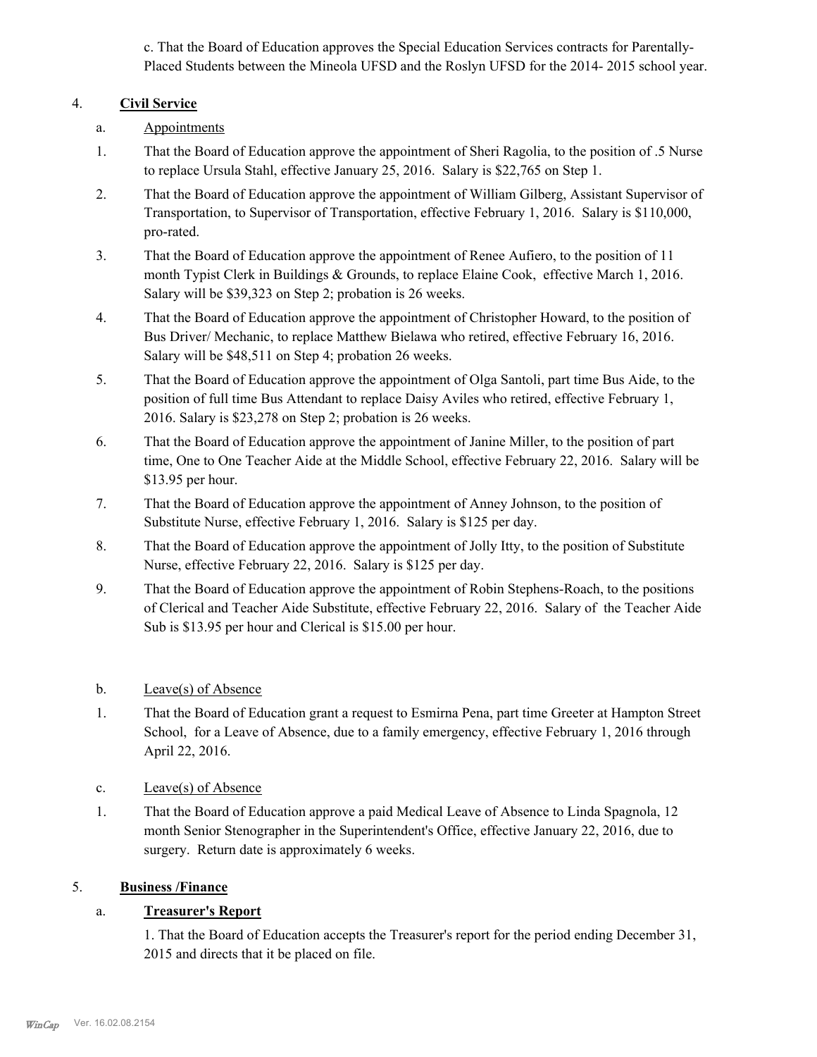c. That the Board of Education approves the Special Education Services contracts for Parentally-Placed Students between the Mineola UFSD and the Roslyn UFSD for the 2014- 2015 school year.

4. **Civil Service**

a. Appointments

1. That the Board of Education approve the appointment of Sheri Ragolia, to the position of .5 Nurse to replace Ursula Stahl, effective January 25, 2016. Salary is $22,765 on Step 1.

2. That the Board of Education approve the appointment of William Gilberg, Assistant Supervisor of Transportation, to Supervisor of Transportation, effective February 1, 2016. Salary is $110,000, pro-rated.

3. That the Board of Education approve the appointment of Renee Aufiero, to the position of 11 month Typist Clerk in Buildings & Grounds, to replace Elaine Cook, effective March 1, 2016. Salary will be $39,323 on Step 2; probation is 26 weeks.

4. That the Board of Education approve the appointment of Christopher Howard, to the position of Bus Driver/ Mechanic, to replace Matthew Bielawa who retired, effective February 16, 2016. Salary will be $48,511 on Step 4; probation 26 weeks.

5. That the Board of Education approve the appointment of Olga Santoli, part time Bus Aide, to the position of full time Bus Attendant to replace Daisy Aviles who retired, effective February 1, 2016. Salary is $23,278 on Step 2; probation is 26 weeks.

6. That the Board of Education approve the appointment of Janine Miller, to the position of part time, One to One Teacher Aide at the Middle School, effective February 22, 2016. Salary will be $13.95 per hour.

7. That the Board of Education approve the appointment of Anney Johnson, to the position of Substitute Nurse, effective February 1, 2016. Salary is $125 per day.

8. That the Board of Education approve the appointment of Jolly Itty, to the position of Substitute Nurse, effective February 22, 2016. Salary is $125 per day.

9. That the Board of Education approve the appointment of Robin Stephens-Roach, to the positions of Clerical and Teacher Aide Substitute, effective February 22, 2016. Salary of the Teacher Aide Sub is $13.95 per hour and Clerical is $15.00 per hour.

b. Leave(s) of Absence

1. That the Board of Education grant a request to Esmirna Pena, part time Greeter at Hampton Street School, for a Leave of Absence, due to a family emergency, effective February 1, 2016 through April 22, 2016.

c. Leave(s) of Absence

1. That the Board of Education approve a paid Medical Leave of Absence to Linda Spagnola, 12 month Senior Stenographer in the Superintendent's Office, effective January 22, 2016, due to surgery. Return date is approximately 6 weeks.

5. **Business /Finance**

a. **Treasurer's Report**

1. That the Board of Education accepts the Treasurer's report for the period ending December 31, 2015 and directs that it be placed on file.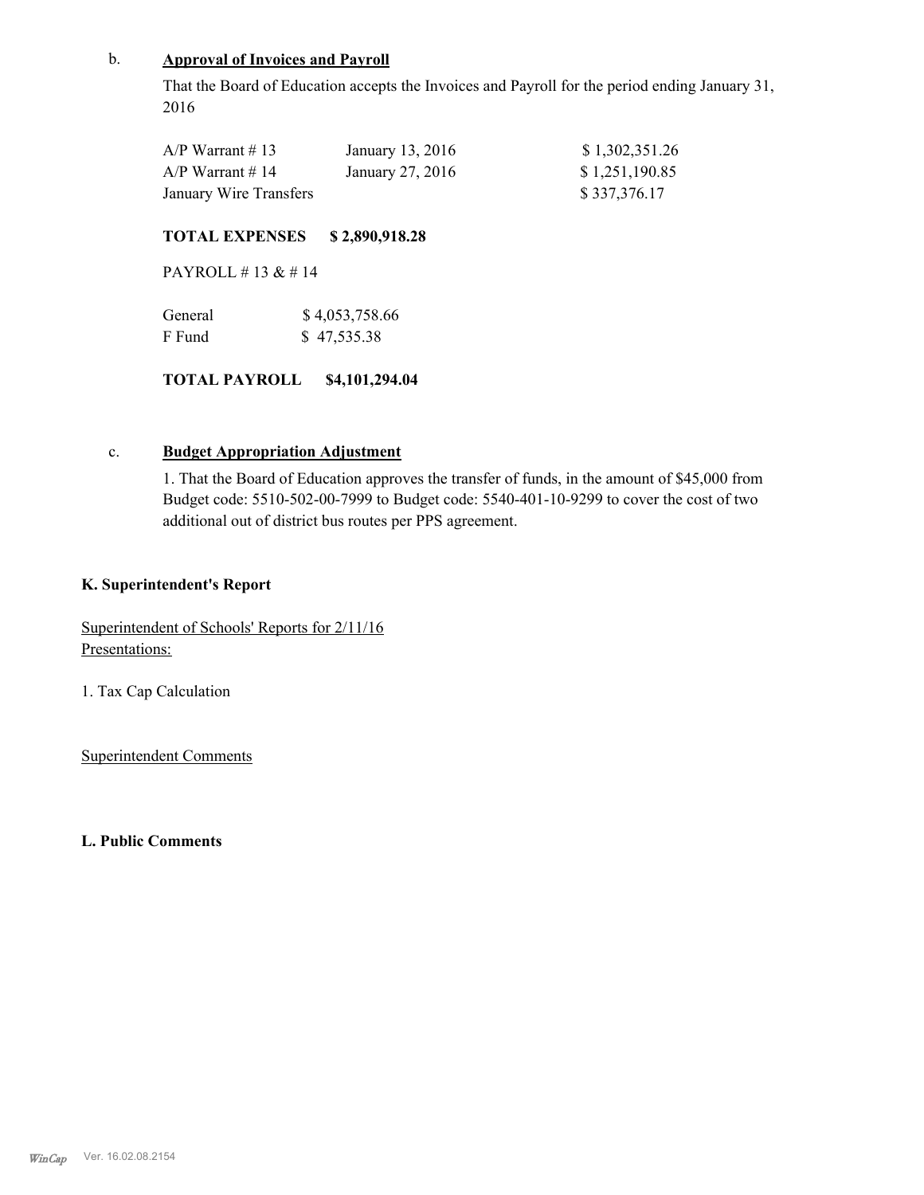b. **Approval of Invoices and Payroll**

That the Board of Education accepts the Invoices and Payroll for the period ending January 31, 2016

| | | |
|---|---|---|
| A/P Warrant # 13 | January 13, 2016 | $ 1,302,351.26 |
| A/P Warrant # 14 | January 27, 2016 | $ 1,251,190.85 |
| January Wire Transfers | | $ 337,376.17 |

**TOTAL EXPENSES $ 2,890,918.28**

PAYROLL # 13 & # 14

| | |
|---|---|
| General | $ 4,053,758.66 |
| F Fund | $ 47,535.38 |

**TOTAL PAYROLL $4,101,294.04**

c. **Budget Appropriation Adjustment**

1. That the Board of Education approves the transfer of funds, in the amount of $45,000 from Budget code: 5510-502-00-7999 to Budget code: 5540-401-10-9299 to cover the cost of two additional out of district bus routes per PPS agreement.

### K. Superintendent's Report

Superintendent of Schools' Reports for 2/11/16
Presentations:

1. Tax Cap Calculation

Superintendent Comments

### L. Public Comments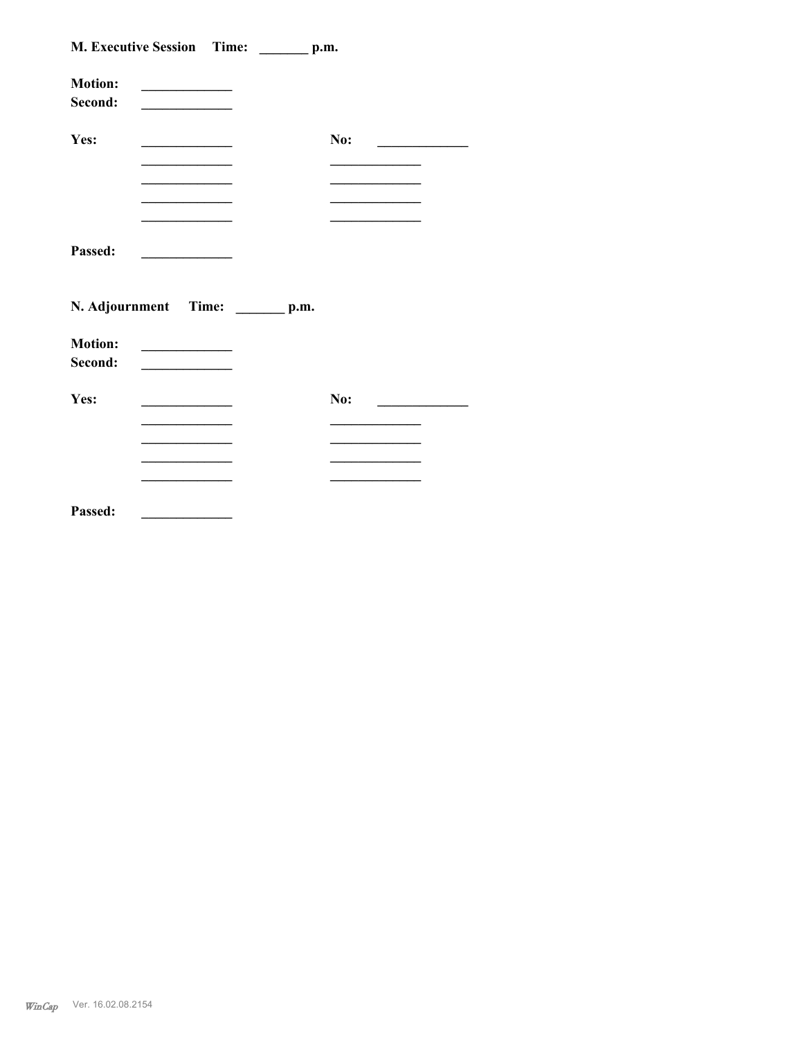**M. Executive Session Time: _______ p.m.**

**Motion:** _____________
**Second:** _____________

| | | | |
|---|---|---|---|
| **Yes:** | _____________ | **No:** | _____________ |
| | _____________ | | _____________ |
| | _____________ | | _____________ |
| | _____________ | | _____________ |
| | _____________ | | _____________ |

**Passed:** _____________

**N. Adjournment Time: _______ p.m.**

**Motion:** _____________
**Second:** _____________

| | | | |
|---|---|---|---|
| **Yes:** | _____________ | **No:** | _____________ |
| | _____________ | | _____________ |
| | _____________ | | _____________ |
| | _____________ | | _____________ |
| | _____________ | | _____________ |

**Passed:** _____________